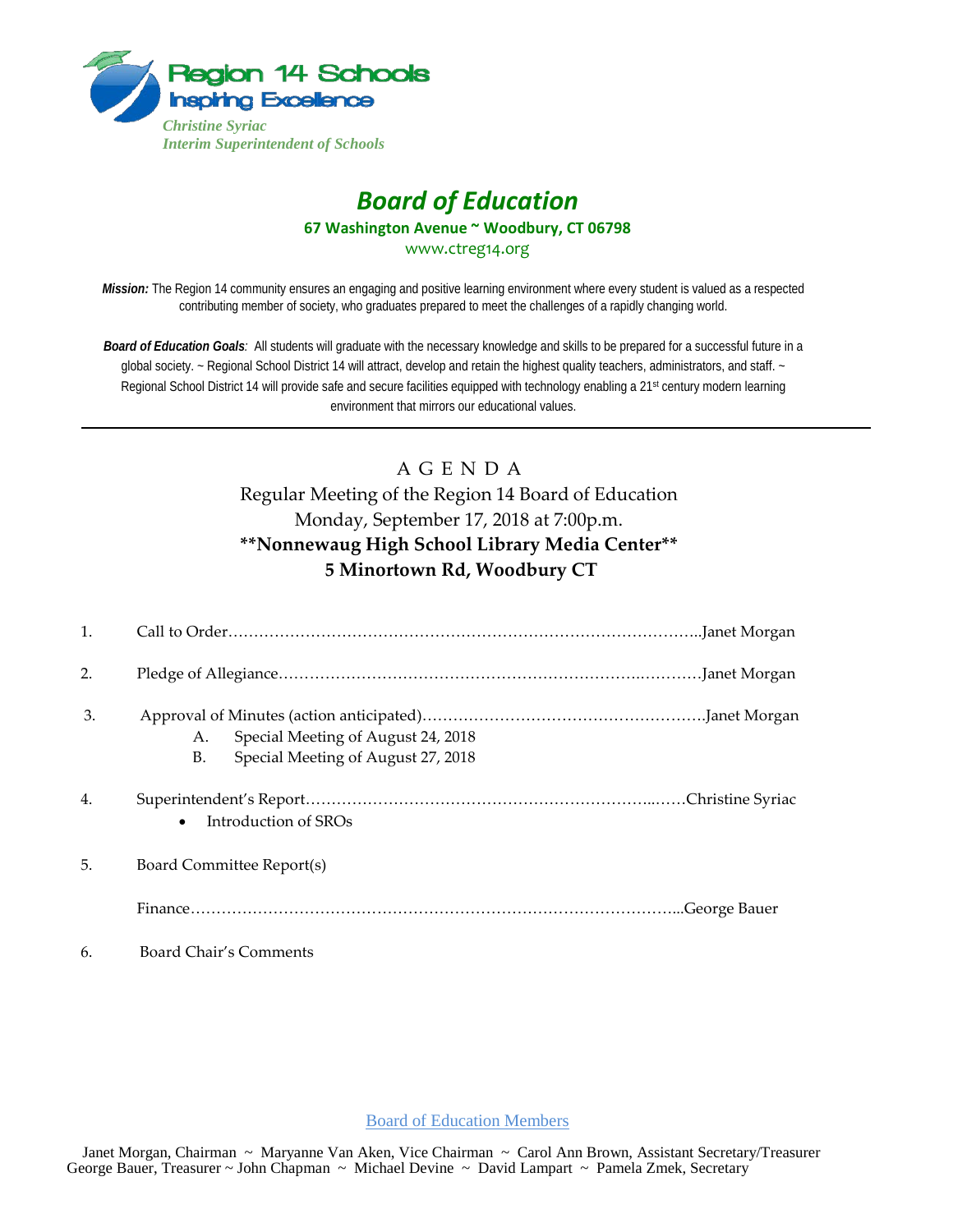Region 14 Schools
Inspiring Excellence

*Christine Syriac*
*Interim Superintendent of Schools*

# *Board of Education*

**67 Washington Avenue ~ Woodbury, CT 06798**

www.ctreg14.org

***Mission:*** The Region 14 community ensures an engaging and positive learning environment where every student is valued as a respected contributing member of society, who graduates prepared to meet the challenges of a rapidly changing world.

***Board of Education Goals**:* All students will graduate with the necessary knowledge and skills to be prepared for a successful future in a global society. ~ Regional School District 14 will attract, develop and retain the highest quality teachers, administrators, and staff. ~ Regional School District 14 will provide safe and secure facilities equipped with technology enabling a 21st century modern learning environment that mirrors our educational values.

---

## A G E N D A

Regular Meeting of the Region 14 Board of Education
Monday, September 17, 2018 at 7:00p.m.
**\*\*Nonnewaug High School Library Media Center\*\***
**5 Minortown Rd, Woodbury CT**

1. Call to Order……………………………………………………………………………..Janet Morgan
2. Pledge of Allegiance……………………………………………………….…………Janet Morgan
3. Approval of Minutes (action anticipated)……………………………………………….Janet Morgan
   - A. Special Meeting of August 24, 2018
   - B. Special Meeting of August 27, 2018
4. Superintendent's Report……………………………………………………...……Christine Syriac
   - Introduction of SROs
5. Board Committee Report(s)

   Finance…………………………………………………………………………………...George Bauer
6. Board Chair's Comments

Board of Education Members

Janet Morgan, Chairman ~ Maryanne Van Aken, Vice Chairman ~ Carol Ann Brown, Assistant Secretary/Treasurer
George Bauer, Treasurer ~ John Chapman ~ Michael Devine ~ David Lampart ~ Pamela Zmek, Secretary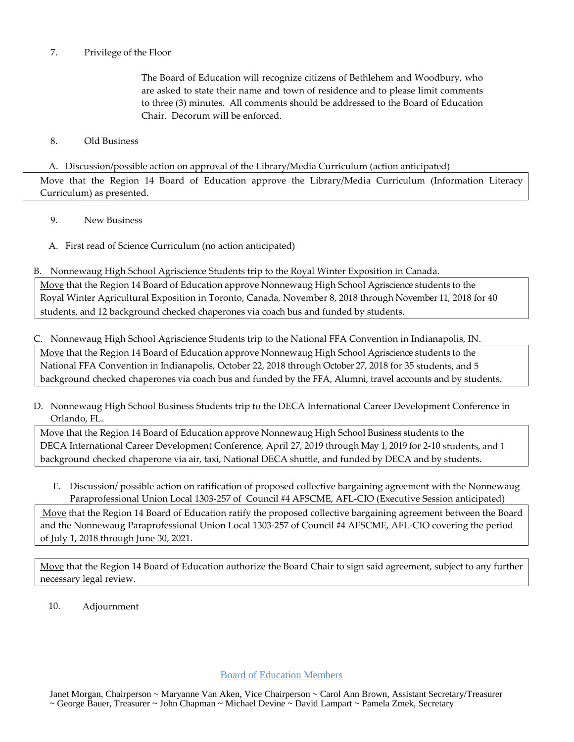7. Privilege of the Floor

   The Board of Education will recognize citizens of Bethlehem and Woodbury, who are asked to state their name and town of residence and to please limit comments to three (3) minutes. All comments should be addressed to the Board of Education Chair. Decorum will be enforced.

8. Old Business

   A. Discussion/possible action on approval of the Library/Media Curriculum (action anticipated)

> Move that the Region 14 Board of Education approve the Library/Media Curriculum (Information Literacy Curriculum) as presented.

9. New Business

   A. First read of Science Curriculum (no action anticipated)

   B. Nonnewaug High School Agriscience Students trip to the Royal Winter Exposition in Canada.

> Move that the Region 14 Board of Education approve Nonnewaug High School Agriscience students to the Royal Winter Agricultural Exposition in Toronto, Canada, November 8, 2018 through November 11, 2018 for 40 students, and 12 background checked chaperones via coach bus and funded by students.

   C. Nonnewaug High School Agriscience Students trip to the National FFA Convention in Indianapolis, IN.

> Move that the Region 14 Board of Education approve Nonnewaug High School Agriscience students to the National FFA Convention in Indianapolis, October 22, 2018 through October 27, 2018 for 35 students, and 5 background checked chaperones via coach bus and funded by the FFA, Alumni, travel accounts and by students.

   D. Nonnewaug High School Business Students trip to the DECA International Career Development Conference in Orlando, FL.

> Move that the Region 14 Board of Education approve Nonnewaug High School Business students to the DECA International Career Development Conference, April 27, 2019 through May 1, 2019 for 2-10 students, and 1 background checked chaperone via air, taxi, National DECA shuttle, and funded by DECA and by students.

   E. Discussion/ possible action on ratification of proposed collective bargaining agreement with the Nonnewaug Paraprofessional Union Local 1303-257 of Council #4 AFSCME, AFL-CIO (Executive Session anticipated)

> Move that the Region 14 Board of Education ratify the proposed collective bargaining agreement between the Board and the Nonnewaug Paraprofessional Union Local 1303-257 of Council #4 AFSCME, AFL-CIO covering the period of July 1, 2018 through June 30, 2021.

> Move that the Region 14 Board of Education authorize the Board Chair to sign said agreement, subject to any further necessary legal review.

10. Adjournment

Board of Education Members

Janet Morgan, Chairperson ~ Maryanne Van Aken, Vice Chairperson ~ Carol Ann Brown, Assistant Secretary/Treasurer ~ George Bauer, Treasurer ~ John Chapman ~ Michael Devine ~ David Lampart ~ Pamela Zmek, Secretary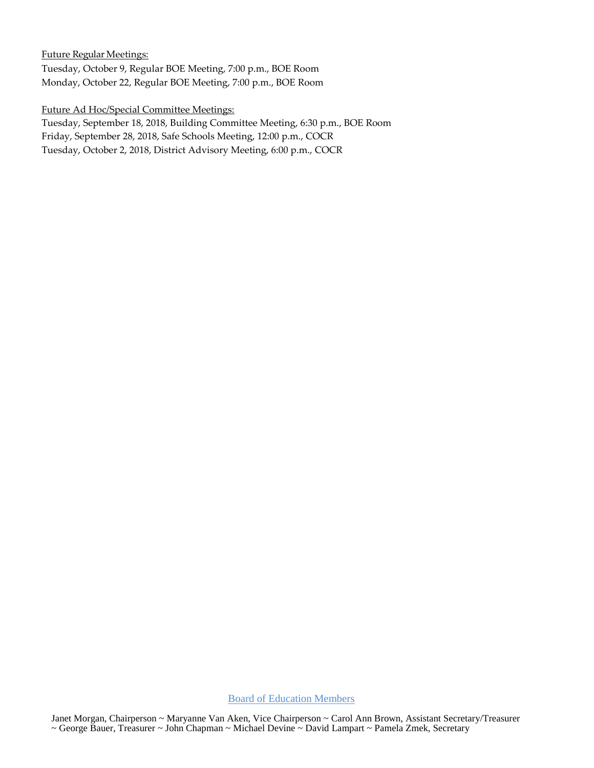<u>Future Regular Meetings:</u>

Tuesday, October 9, Regular BOE Meeting, 7:00 p.m., BOE Room
Monday, October 22, Regular BOE Meeting, 7:00 p.m., BOE Room

<u>Future Ad Hoc/Special Committee Meetings:</u>

Tuesday, September 18, 2018, Building Committee Meeting, 6:30 p.m., BOE Room
Friday, September 28, 2018, Safe Schools Meeting, 12:00 p.m., COCR
Tuesday, October 2, 2018, District Advisory Meeting, 6:00 p.m., COCR

Board of Education Members

Janet Morgan, Chairperson ~ Maryanne Van Aken, Vice Chairperson ~ Carol Ann Brown, Assistant Secretary/Treasurer ~ George Bauer, Treasurer ~ John Chapman ~ Michael Devine ~ David Lampart ~ Pamela Zmek, Secretary